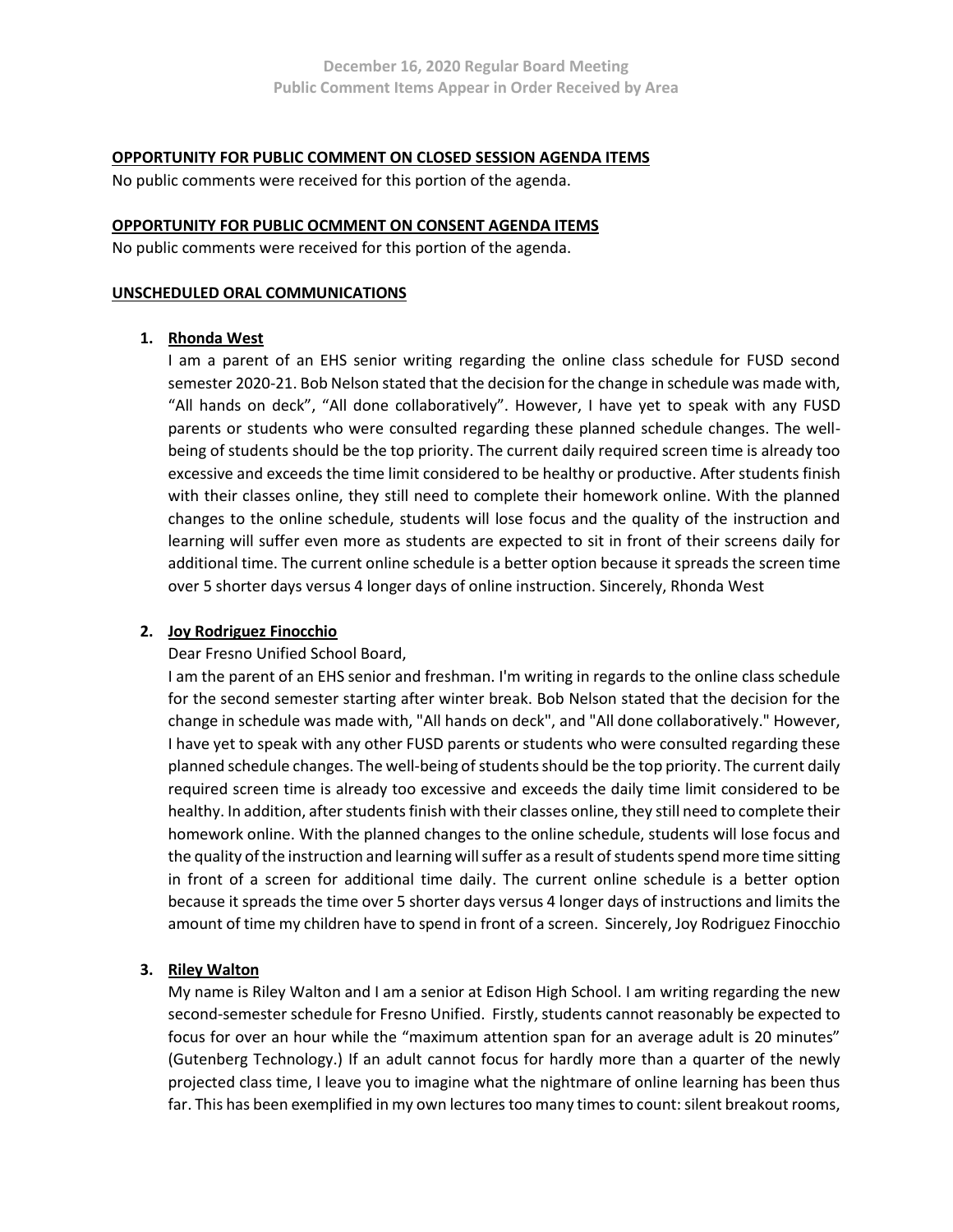**December 16, 2020 Regular Board Meeting**
**Public Comment Items Appear in Order Received by Area**

**OPPORTUNITY FOR PUBLIC COMMENT ON CLOSED SESSION AGENDA ITEMS**

No public comments were received for this portion of the agenda.

**OPPORTUNITY FOR PUBLIC OCMMENT ON CONSENT AGENDA ITEMS**

No public comments were received for this portion of the agenda.

**UNSCHEDULED ORAL COMMUNICATIONS**

1. **Rhonda West**

   I am a parent of an EHS senior writing regarding the online class schedule for FUSD second semester 2020-21. Bob Nelson stated that the decision for the change in schedule was made with, "All hands on deck", "All done collaboratively". However, I have yet to speak with any FUSD parents or students who were consulted regarding these planned schedule changes. The well-being of students should be the top priority. The current daily required screen time is already too excessive and exceeds the time limit considered to be healthy or productive. After students finish with their classes online, they still need to complete their homework online. With the planned changes to the online schedule, students will lose focus and the quality of the instruction and learning will suffer even more as students are expected to sit in front of their screens daily for additional time. The current online schedule is a better option because it spreads the screen time over 5 shorter days versus 4 longer days of online instruction. Sincerely, Rhonda West

2. **Joy Rodriguez Finocchio**

   Dear Fresno Unified School Board,

   I am the parent of an EHS senior and freshman. I'm writing in regards to the online class schedule for the second semester starting after winter break. Bob Nelson stated that the decision for the change in schedule was made with, "All hands on deck", and "All done collaboratively." However, I have yet to speak with any other FUSD parents or students who were consulted regarding these planned schedule changes. The well-being of students should be the top priority. The current daily required screen time is already too excessive and exceeds the daily time limit considered to be healthy. In addition, after students finish with their classes online, they still need to complete their homework online. With the planned changes to the online schedule, students will lose focus and the quality of the instruction and learning will suffer as a result of students spend more time sitting in front of a screen for additional time daily. The current online schedule is a better option because it spreads the time over 5 shorter days versus 4 longer days of instructions and limits the amount of time my children have to spend in front of a screen. Sincerely, Joy Rodriguez Finocchio

3. **Riley Walton**

   My name is Riley Walton and I am a senior at Edison High School. I am writing regarding the new second-semester schedule for Fresno Unified. Firstly, students cannot reasonably be expected to focus for over an hour while the "maximum attention span for an average adult is 20 minutes" (Gutenberg Technology.) If an adult cannot focus for hardly more than a quarter of the newly projected class time, I leave you to imagine what the nightmare of online learning has been thus far. This has been exemplified in my own lectures too many times to count: silent breakout rooms,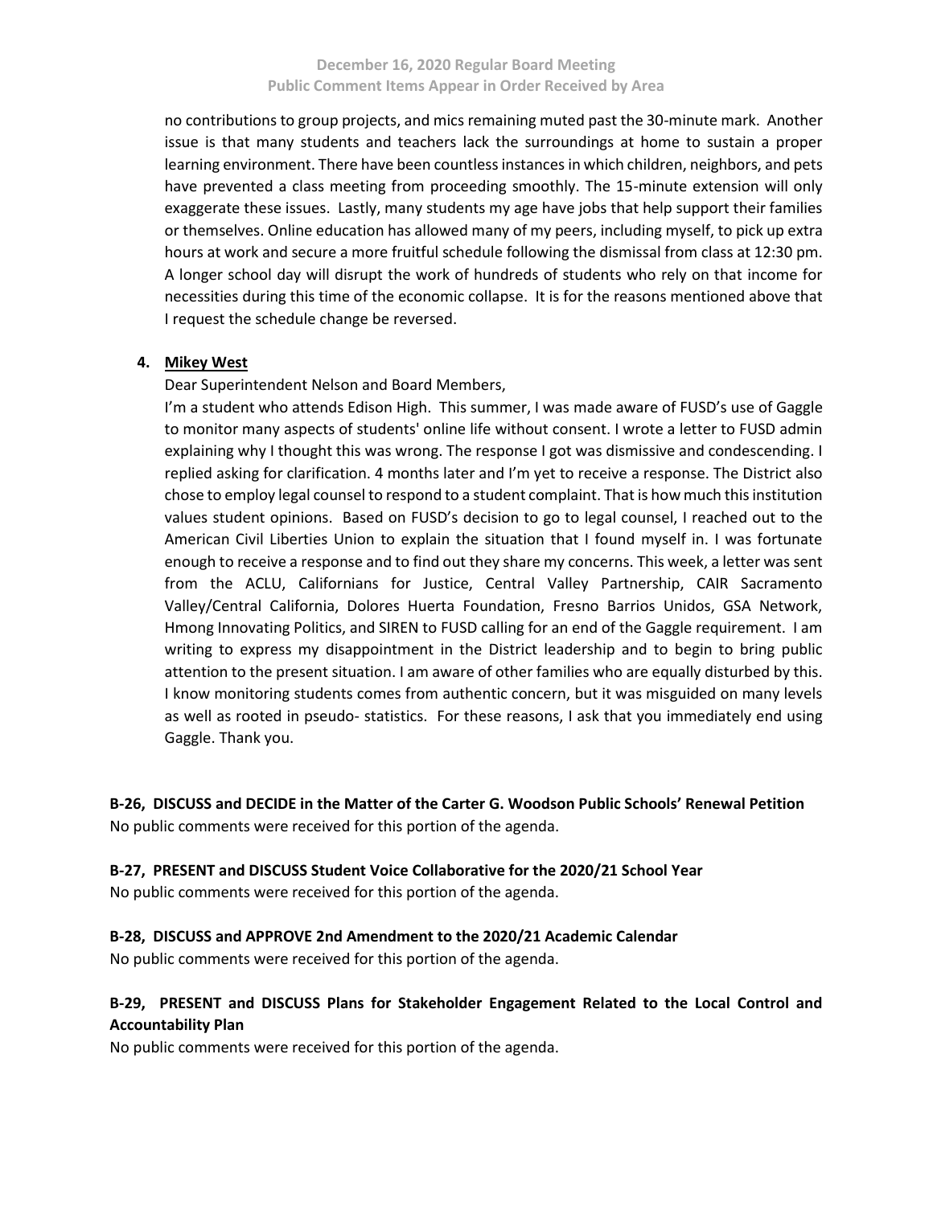no contributions to group projects, and mics remaining muted past the 30-minute mark. Another issue is that many students and teachers lack the surroundings at home to sustain a proper learning environment. There have been countless instances in which children, neighbors, and pets have prevented a class meeting from proceeding smoothly. The 15-minute extension will only exaggerate these issues. Lastly, many students my age have jobs that help support their families or themselves. Online education has allowed many of my peers, including myself, to pick up extra hours at work and secure a more fruitful schedule following the dismissal from class at 12:30 pm. A longer school day will disrupt the work of hundreds of students who rely on that income for necessities during this time of the economic collapse. It is for the reasons mentioned above that I request the schedule change be reversed.

4. **Mikey West**

   Dear Superintendent Nelson and Board Members,

   I'm a student who attends Edison High. This summer, I was made aware of FUSD's use of Gaggle to monitor many aspects of students' online life without consent. I wrote a letter to FUSD admin explaining why I thought this was wrong. The response I got was dismissive and condescending. I replied asking for clarification. 4 months later and I'm yet to receive a response. The District also chose to employ legal counsel to respond to a student complaint. That is how much this institution values student opinions. Based on FUSD's decision to go to legal counsel, I reached out to the American Civil Liberties Union to explain the situation that I found myself in. I was fortunate enough to receive a response and to find out they share my concerns. This week, a letter was sent from the ACLU, Californians for Justice, Central Valley Partnership, CAIR Sacramento Valley/Central California, Dolores Huerta Foundation, Fresno Barrios Unidos, GSA Network, Hmong Innovating Politics, and SIREN to FUSD calling for an end of the Gaggle requirement. I am writing to express my disappointment in the District leadership and to begin to bring public attention to the present situation. I am aware of other families who are equally disturbed by this. I know monitoring students comes from authentic concern, but it was misguided on many levels as well as rooted in pseudo- statistics. For these reasons, I ask that you immediately end using Gaggle. Thank you.

**B-26, DISCUSS and DECIDE in the Matter of the Carter G. Woodson Public Schools' Renewal Petition**

No public comments were received for this portion of the agenda.

**B-27, PRESENT and DISCUSS Student Voice Collaborative for the 2020/21 School Year**

No public comments were received for this portion of the agenda.

**B-28, DISCUSS and APPROVE 2nd Amendment to the 2020/21 Academic Calendar**

No public comments were received for this portion of the agenda.

**B-29, PRESENT and DISCUSS Plans for Stakeholder Engagement Related to the Local Control and Accountability Plan**

No public comments were received for this portion of the agenda.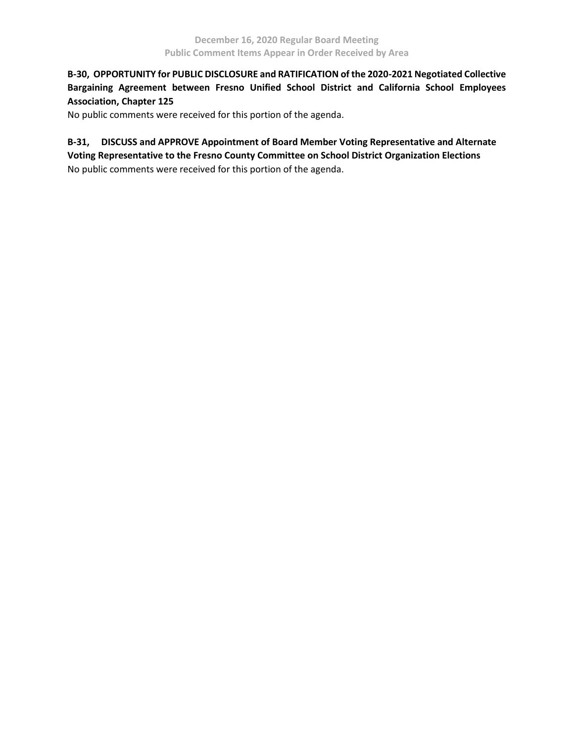**B-30, OPPORTUNITY for PUBLIC DISCLOSURE and RATIFICATION of the 2020-2021 Negotiated Collective Bargaining Agreement between Fresno Unified School District and California School Employees Association, Chapter 125**

No public comments were received for this portion of the agenda.

**B-31, DISCUSS and APPROVE Appointment of Board Member Voting Representative and Alternate Voting Representative to the Fresno County Committee on School District Organization Elections**

No public comments were received for this portion of the agenda.